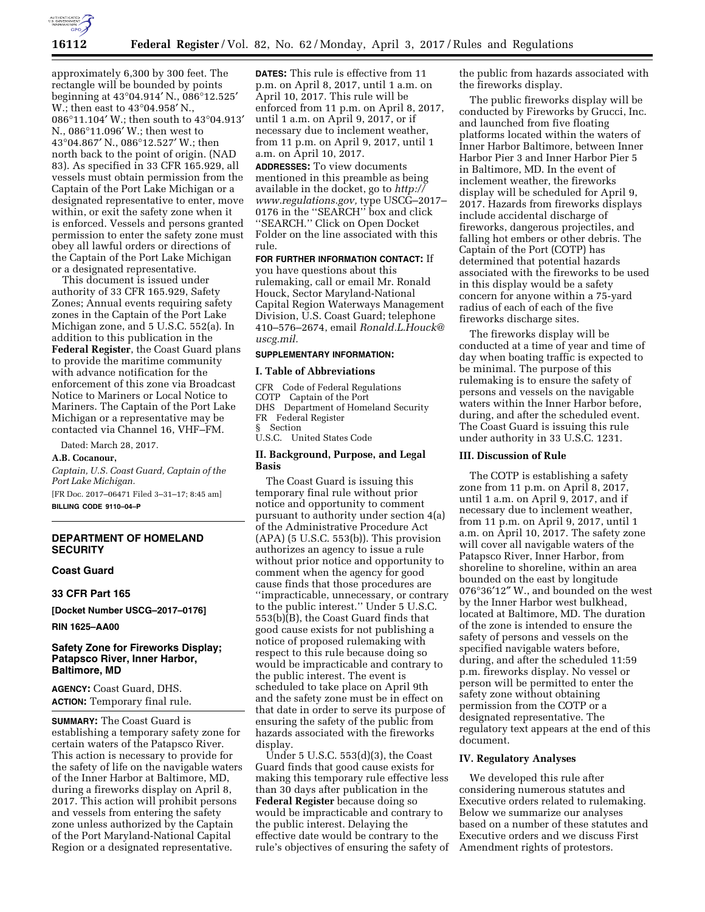approximately 6,300 by 300 feet. The rectangle will be bounded by points beginning at 43°04.914′ N., 086°12.525′ W.; then east to 43°04.958′ N., 086°11.104′ W.; then south to 43°04.913′ N., 086°11.096′ W.; then west to 43°04.867′ N., 086°12.527′ W.; then north back to the point of origin. (NAD 83). As specified in 33 CFR 165.929, all vessels must obtain permission from the Captain of the Port Lake Michigan or a designated representative to enter, move within, or exit the safety zone when it is enforced. Vessels and persons granted permission to enter the safety zone must obey all lawful orders or directions of the Captain of the Port Lake Michigan or a designated representative.

This document is issued under authority of 33 CFR 165.929, Safety Zones; Annual events requiring safety zones in the Captain of the Port Lake Michigan zone, and 5 U.S.C. 552(a). In addition to this publication in the **Federal Register**, the Coast Guard plans to provide the maritime community with advance notification for the enforcement of this zone via Broadcast Notice to Mariners or Local Notice to Mariners. The Captain of the Port Lake Michigan or a representative may be contacted via Channel 16, VHF–FM.

Dated: March 28, 2017.

**A.B. Cocanour,**

*Captain, U.S. Coast Guard, Captain of the Port Lake Michigan.*

[FR Doc. 2017–06471 Filed 3–31–17; 8:45 am]

**BILLING CODE 9110–04–P**

---

**DEPARTMENT OF HOMELAND SECURITY**

**Coast Guard**

**33 CFR Part 165**

**[Docket Number USCG–2017–0176]**

**RIN 1625–AA00**

## Safety Zone for Fireworks Display; Patapsco River, Inner Harbor, Baltimore, MD

**AGENCY:** Coast Guard, DHS.

**ACTION:** Temporary final rule.

**SUMMARY:** The Coast Guard is establishing a temporary safety zone for certain waters of the Patapsco River. This action is necessary to provide for the safety of life on the navigable waters of the Inner Harbor at Baltimore, MD, during a fireworks display on April 8, 2017. This action will prohibit persons and vessels from entering the safety zone unless authorized by the Captain of the Port Maryland-National Capital Region or a designated representative.

**DATES:** This rule is effective from 11 p.m. on April 8, 2017, until 1 a.m. on April 10, 2017. This rule will be enforced from 11 p.m. on April 8, 2017, until 1 a.m. on April 9, 2017, or if necessary due to inclement weather, from 11 p.m. on April 9, 2017, until 1 a.m. on April 10, 2017.

**ADDRESSES:** To view documents mentioned in this preamble as being available in the docket, go to *http://www.regulations.gov,* type USCG–2017–0176 in the "SEARCH" box and click "SEARCH." Click on Open Docket Folder on the line associated with this rule.

**FOR FURTHER INFORMATION CONTACT:** If you have questions about this rulemaking, call or email Mr. Ronald Houck, Sector Maryland-National Capital Region Waterways Management Division, U.S. Coast Guard; telephone 410–576–2674, email *Ronald.L.Houck@uscg.mil.*

**SUPPLEMENTARY INFORMATION:**

### I. Table of Abbreviations

CFR Code of Federal Regulations
COTP Captain of the Port
DHS Department of Homeland Security
FR Federal Register
§ Section
U.S.C. United States Code

### II. Background, Purpose, and Legal Basis

The Coast Guard is issuing this temporary final rule without prior notice and opportunity to comment pursuant to authority under section 4(a) of the Administrative Procedure Act (APA) (5 U.S.C. 553(b)). This provision authorizes an agency to issue a rule without prior notice and opportunity to comment when the agency for good cause finds that those procedures are "impracticable, unnecessary, or contrary to the public interest." Under 5 U.S.C. 553(b)(B), the Coast Guard finds that good cause exists for not publishing a notice of proposed rulemaking with respect to this rule because doing so would be impracticable and contrary to the public interest. The event is scheduled to take place on April 9th and the safety zone must be in effect on that date in order to serve its purpose of ensuring the safety of the public from hazards associated with the fireworks display.

Under 5 U.S.C. 553(d)(3), the Coast Guard finds that good cause exists for making this temporary rule effective less than 30 days after publication in the **Federal Register** because doing so would be impracticable and contrary to the public interest. Delaying the effective date would be contrary to the rule's objectives of ensuring the safety of the public from hazards associated with the fireworks display.

The public fireworks display will be conducted by Fireworks by Grucci, Inc. and launched from five floating platforms located within the waters of Inner Harbor Baltimore, between Inner Harbor Pier 3 and Inner Harbor Pier 5 in Baltimore, MD. In the event of inclement weather, the fireworks display will be scheduled for April 9, 2017. Hazards from fireworks displays include accidental discharge of fireworks, dangerous projectiles, and falling hot embers or other debris. The Captain of the Port (COTP) has determined that potential hazards associated with the fireworks to be used in this display would be a safety concern for anyone within a 75-yard radius of each of each of the five fireworks discharge sites.

The fireworks display will be conducted at a time of year and time of day when boating traffic is expected to be minimal. The purpose of this rulemaking is to ensure the safety of persons and vessels on the navigable waters within the Inner Harbor before, during, and after the scheduled event. The Coast Guard is issuing this rule under authority in 33 U.S.C. 1231.

### III. Discussion of Rule

The COTP is establishing a safety zone from 11 p.m. on April 8, 2017, until 1 a.m. on April 9, 2017, and if necessary due to inclement weather, from 11 p.m. on April 9, 2017, until 1 a.m. on April 10, 2017. The safety zone will cover all navigable waters of the Patapsco River, Inner Harbor, from shoreline to shoreline, within an area bounded on the east by longitude 076°36′12″ W., and bounded on the west by the Inner Harbor west bulkhead, located at Baltimore, MD. The duration of the zone is intended to ensure the safety of persons and vessels on the specified navigable waters before, during, and after the scheduled 11:59 p.m. fireworks display. No vessel or person will be permitted to enter the safety zone without obtaining permission from the COTP or a designated representative. The regulatory text appears at the end of this document.

### IV. Regulatory Analyses

We developed this rule after considering numerous statutes and Executive orders related to rulemaking. Below we summarize our analyses based on a number of these statutes and Executive orders and we discuss First Amendment rights of protestors.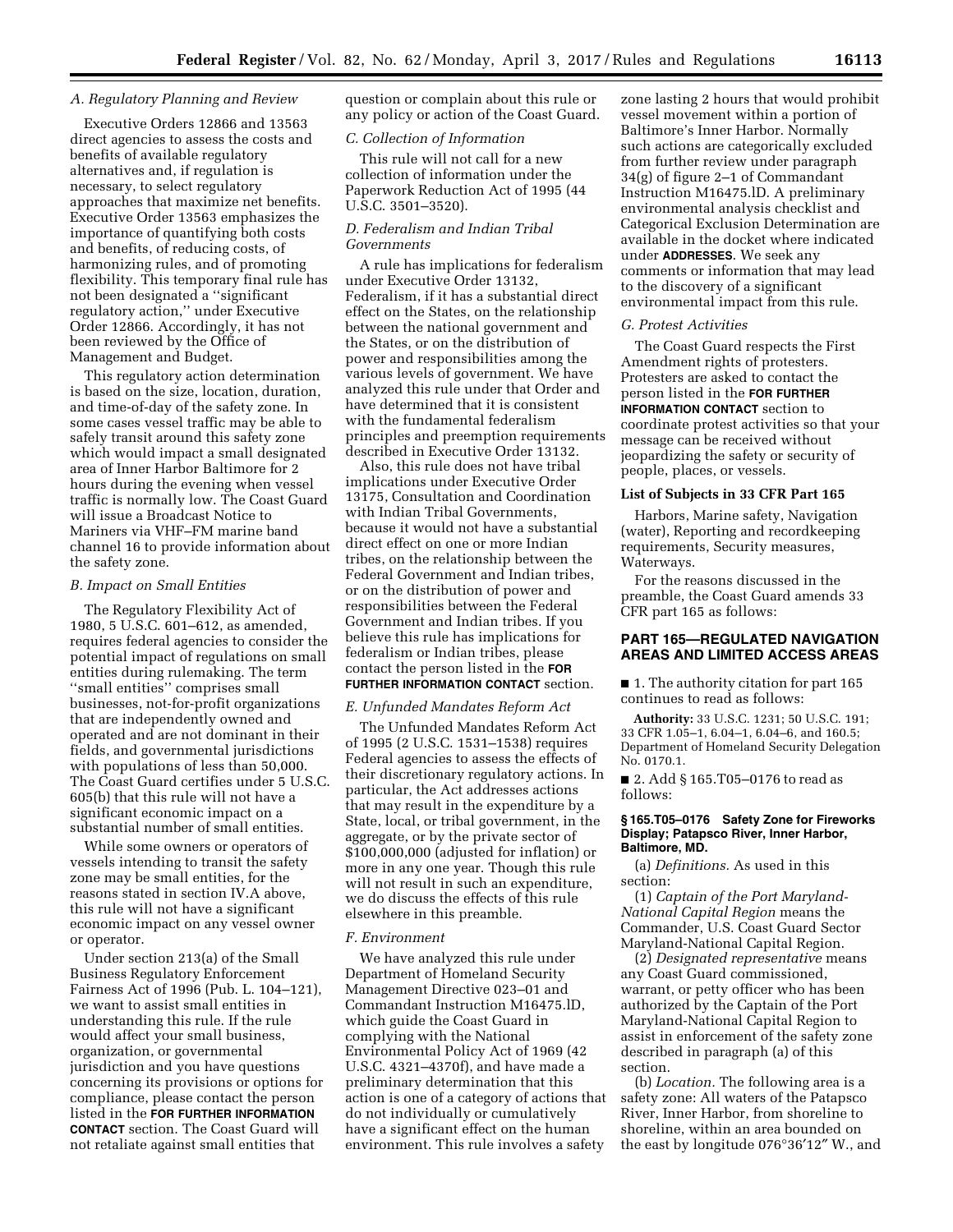### A. Regulatory Planning and Review

Executive Orders 12866 and 13563 direct agencies to assess the costs and benefits of available regulatory alternatives and, if regulation is necessary, to select regulatory approaches that maximize net benefits. Executive Order 13563 emphasizes the importance of quantifying both costs and benefits, of reducing costs, of harmonizing rules, and of promoting flexibility. This temporary final rule has not been designated a ''significant regulatory action,'' under Executive Order 12866. Accordingly, it has not been reviewed by the Office of Management and Budget.

This regulatory action determination is based on the size, location, duration, and time-of-day of the safety zone. In some cases vessel traffic may be able to safely transit around this safety zone which would impact a small designated area of Inner Harbor Baltimore for 2 hours during the evening when vessel traffic is normally low. The Coast Guard will issue a Broadcast Notice to Mariners via VHF–FM marine band channel 16 to provide information about the safety zone.

### B. Impact on Small Entities

The Regulatory Flexibility Act of 1980, 5 U.S.C. 601–612, as amended, requires federal agencies to consider the potential impact of regulations on small entities during rulemaking. The term ''small entities'' comprises small businesses, not-for-profit organizations that are independently owned and operated and are not dominant in their fields, and governmental jurisdictions with populations of less than 50,000. The Coast Guard certifies under 5 U.S.C. 605(b) that this rule will not have a significant economic impact on a substantial number of small entities.

While some owners or operators of vessels intending to transit the safety zone may be small entities, for the reasons stated in section IV.A above, this rule will not have a significant economic impact on any vessel owner or operator.

Under section 213(a) of the Small Business Regulatory Enforcement Fairness Act of 1996 (Pub. L. 104–121), we want to assist small entities in understanding this rule. If the rule would affect your small business, organization, or governmental jurisdiction and you have questions concerning its provisions or options for compliance, please contact the person listed in the **FOR FURTHER INFORMATION CONTACT** section. The Coast Guard will not retaliate against small entities that question or complain about this rule or any policy or action of the Coast Guard.

### C. Collection of Information

This rule will not call for a new collection of information under the Paperwork Reduction Act of 1995 (44 U.S.C. 3501–3520).

### D. Federalism and Indian Tribal Governments

A rule has implications for federalism under Executive Order 13132, Federalism, if it has a substantial direct effect on the States, on the relationship between the national government and the States, or on the distribution of power and responsibilities among the various levels of government. We have analyzed this rule under that Order and have determined that it is consistent with the fundamental federalism principles and preemption requirements described in Executive Order 13132.

Also, this rule does not have tribal implications under Executive Order 13175, Consultation and Coordination with Indian Tribal Governments, because it would not have a substantial direct effect on one or more Indian tribes, on the relationship between the Federal Government and Indian tribes, or on the distribution of power and responsibilities between the Federal Government and Indian tribes. If you believe this rule has implications for federalism or Indian tribes, please contact the person listed in the **FOR FURTHER INFORMATION CONTACT** section.

### E. Unfunded Mandates Reform Act

The Unfunded Mandates Reform Act of 1995 (2 U.S.C. 1531–1538) requires Federal agencies to assess the effects of their discretionary regulatory actions. In particular, the Act addresses actions that may result in the expenditure by a State, local, or tribal government, in the aggregate, or by the private sector of $100,000,000 (adjusted for inflation) or more in any one year. Though this rule will not result in such an expenditure, we do discuss the effects of this rule elsewhere in this preamble.

### F. Environment

We have analyzed this rule under Department of Homeland Security Management Directive 023–01 and Commandant Instruction M16475.lD, which guide the Coast Guard in complying with the National Environmental Policy Act of 1969 (42 U.S.C. 4321–4370f), and have made a preliminary determination that this action is one of a category of actions that do not individually or cumulatively have a significant effect on the human environment. This rule involves a safety zone lasting 2 hours that would prohibit vessel movement within a portion of Baltimore's Inner Harbor. Normally such actions are categorically excluded from further review under paragraph 34(g) of figure 2–1 of Commandant Instruction M16475.lD. A preliminary environmental analysis checklist and Categorical Exclusion Determination are available in the docket where indicated under **ADDRESSES**. We seek any comments or information that may lead to the discovery of a significant environmental impact from this rule.

### G. Protest Activities

The Coast Guard respects the First Amendment rights of protesters. Protesters are asked to contact the person listed in the **FOR FURTHER INFORMATION CONTACT** section to coordinate protest activities so that your message can be received without jeopardizing the safety or security of people, places, or vessels.

#### List of Subjects in 33 CFR Part 165

Harbors, Marine safety, Navigation (water), Reporting and recordkeeping requirements, Security measures, Waterways.

For the reasons discussed in the preamble, the Coast Guard amends 33 CFR part 165 as follows:

## PART 165—REGULATED NAVIGATION AREAS AND LIMITED ACCESS AREAS

■ 1. The authority citation for part 165 continues to read as follows:

**Authority:** 33 U.S.C. 1231; 50 U.S.C. 191; 33 CFR 1.05–1, 6.04–1, 6.04–6, and 160.5; Department of Homeland Security Delegation No. 0170.1.

■ 2. Add § 165.T05–0176 to read as follows:

#### § 165.T05–0176 Safety Zone for Fireworks Display; Patapsco River, Inner Harbor, Baltimore, MD.

(a) *Definitions.* As used in this section:

(1) *Captain of the Port Maryland-National Capital Region* means the Commander, U.S. Coast Guard Sector Maryland-National Capital Region.

(2) *Designated representative* means any Coast Guard commissioned, warrant, or petty officer who has been authorized by the Captain of the Port Maryland-National Capital Region to assist in enforcement of the safety zone described in paragraph (a) of this section.

(b) *Location.* The following area is a safety zone: All waters of the Patapsco River, Inner Harbor, from shoreline to shoreline, within an area bounded on the east by longitude 076°36′12″ W., and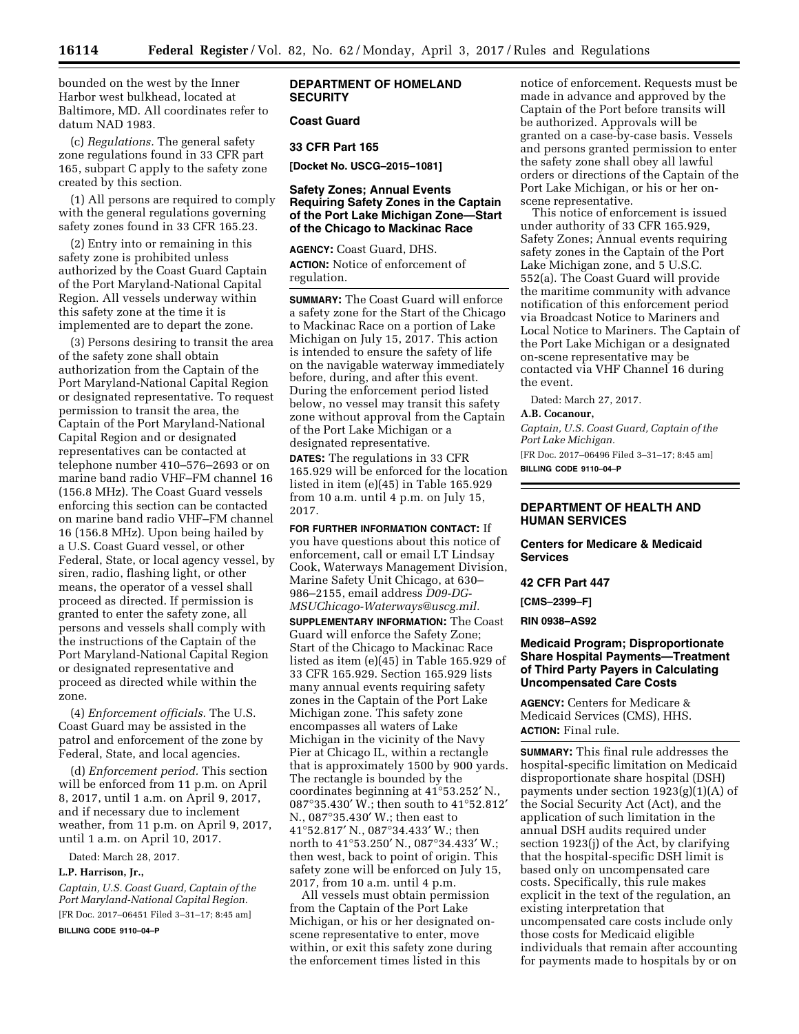bounded on the west by the Inner Harbor west bulkhead, located at Baltimore, MD. All coordinates refer to datum NAD 1983.

(c) *Regulations.* The general safety zone regulations found in 33 CFR part 165, subpart C apply to the safety zone created by this section.

(1) All persons are required to comply with the general regulations governing safety zones found in 33 CFR 165.23.

(2) Entry into or remaining in this safety zone is prohibited unless authorized by the Coast Guard Captain of the Port Maryland-National Capital Region. All vessels underway within this safety zone at the time it is implemented are to depart the zone.

(3) Persons desiring to transit the area of the safety zone shall obtain authorization from the Captain of the Port Maryland-National Capital Region or designated representative. To request permission to transit the area, the Captain of the Port Maryland-National Capital Region and or designated representatives can be contacted at telephone number 410–576–2693 or on marine band radio VHF–FM channel 16 (156.8 MHz). The Coast Guard vessels enforcing this section can be contacted on marine band radio VHF–FM channel 16 (156.8 MHz). Upon being hailed by a U.S. Coast Guard vessel, or other Federal, State, or local agency vessel, by siren, radio, flashing light, or other means, the operator of a vessel shall proceed as directed. If permission is granted to enter the safety zone, all persons and vessels shall comply with the instructions of the Captain of the Port Maryland-National Capital Region or designated representative and proceed as directed while within the zone.

(4) *Enforcement officials.* The U.S. Coast Guard may be assisted in the patrol and enforcement of the zone by Federal, State, and local agencies.

(d) *Enforcement period.* This section will be enforced from 11 p.m. on April 8, 2017, until 1 a.m. on April 9, 2017, and if necessary due to inclement weather, from 11 p.m. on April 9, 2017, until 1 a.m. on April 10, 2017.

Dated: March 28, 2017.

**L.P. Harrison, Jr.,**

*Captain, U.S. Coast Guard, Captain of the Port Maryland-National Capital Region.*

[FR Doc. 2017–06451 Filed 3–31–17; 8:45 am]

**BILLING CODE 9110–04–P**

**DEPARTMENT OF HOMELAND SECURITY**

**Coast Guard**

**33 CFR Part 165**

**[Docket No. USCG–2015–1081]**

## Safety Zones; Annual Events Requiring Safety Zones in the Captain of the Port Lake Michigan Zone—Start of the Chicago to Mackinac Race

**AGENCY:** Coast Guard, DHS.

**ACTION:** Notice of enforcement of regulation.

**SUMMARY:** The Coast Guard will enforce a safety zone for the Start of the Chicago to Mackinac Race on a portion of Lake Michigan on July 15, 2017. This action is intended to ensure the safety of life on the navigable waterway immediately before, during, and after this event. During the enforcement period listed below, no vessel may transit this safety zone without approval from the Captain of the Port Lake Michigan or a designated representative.

**DATES:** The regulations in 33 CFR 165.929 will be enforced for the location listed in item (e)(45) in Table 165.929 from 10 a.m. until 4 p.m. on July 15, 2017.

**FOR FURTHER INFORMATION CONTACT:** If you have questions about this notice of enforcement, call or email LT Lindsay Cook, Waterways Management Division, Marine Safety Unit Chicago, at 630–986–2155, email address *D09-DG-MSUChicago-Waterways@uscg.mil.*

**SUPPLEMENTARY INFORMATION:** The Coast Guard will enforce the Safety Zone; Start of the Chicago to Mackinac Race listed as item (e)(45) in Table 165.929 of 33 CFR 165.929. Section 165.929 lists many annual events requiring safety zones in the Captain of the Port Lake Michigan zone. This safety zone encompasses all waters of Lake Michigan in the vicinity of the Navy Pier at Chicago IL, within a rectangle that is approximately 1500 by 900 yards. The rectangle is bounded by the coordinates beginning at 41°53.252′ N., 087°35.430′ W.; then south to 41°52.812′ N., 087°35.430′ W.; then east to 41°52.817′ N., 087°34.433′ W.; then north to 41°53.250′ N., 087°34.433′ W.; then west, back to point of origin. This safety zone will be enforced on July 15, 2017, from 10 a.m. until 4 p.m.

All vessels must obtain permission from the Captain of the Port Lake Michigan, or his or her designated on-scene representative to enter, move within, or exit this safety zone during the enforcement times listed in this notice of enforcement. Requests must be made in advance and approved by the Captain of the Port before transits will be authorized. Approvals will be granted on a case-by-case basis. Vessels and persons granted permission to enter the safety zone shall obey all lawful orders or directions of the Captain of the Port Lake Michigan, or his or her on-scene representative.

This notice of enforcement is issued under authority of 33 CFR 165.929, Safety Zones; Annual events requiring safety zones in the Captain of the Port Lake Michigan zone, and 5 U.S.C. 552(a). The Coast Guard will provide the maritime community with advance notification of this enforcement period via Broadcast Notice to Mariners and Local Notice to Mariners. The Captain of the Port Lake Michigan or a designated on-scene representative may be contacted via VHF Channel 16 during the event.

Dated: March 27, 2017.

**A.B. Cocanour,**

*Captain, U.S. Coast Guard, Captain of the Port Lake Michigan.*

[FR Doc. 2017–06496 Filed 3–31–17; 8:45 am]

**BILLING CODE 9110–04–P**

**DEPARTMENT OF HEALTH AND HUMAN SERVICES**

**Centers for Medicare & Medicaid Services**

**42 CFR Part 447**

**[CMS–2399–F]**

**RIN 0938–AS92**

## Medicaid Program; Disproportionate Share Hospital Payments—Treatment of Third Party Payers in Calculating Uncompensated Care Costs

**AGENCY:** Centers for Medicare & Medicaid Services (CMS), HHS.

**ACTION:** Final rule.

**SUMMARY:** This final rule addresses the hospital-specific limitation on Medicaid disproportionate share hospital (DSH) payments under section 1923(g)(1)(A) of the Social Security Act (Act), and the application of such limitation in the annual DSH audits required under section 1923(j) of the Act, by clarifying that the hospital-specific DSH limit is based only on uncompensated care costs. Specifically, this rule makes explicit in the text of the regulation, an existing interpretation that uncompensated care costs include only those costs for Medicaid eligible individuals that remain after accounting for payments made to hospitals by or on